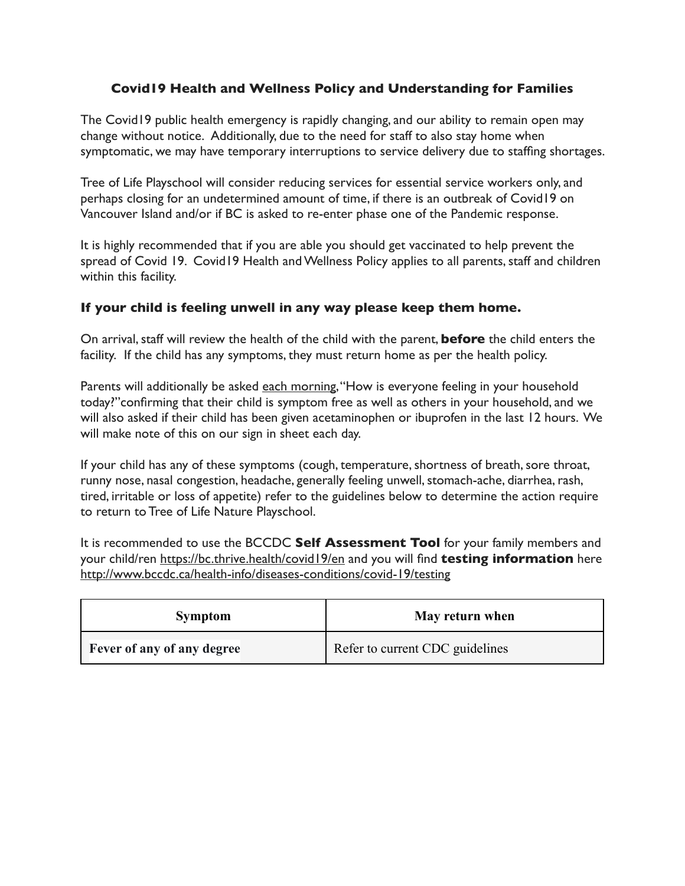## Covid19 Health and Wellness Policy and Understanding for Families

The Covid19 public health emergency is rapidly changing, and our ability to remain open may change without notice. Additionally, due to the need for staff to also stay home when symptomatic, we may have temporary interruptions to service delivery due to staffing shortages.

Tree of Life Playschool will consider reducing services for essential service workers only, and perhaps closing for an undetermined amount of time, if there is an outbreak of Covid19 on Vancouver Island and/or if BC is asked to re-enter phase one of the Pandemic response.

It is highly recommended that if you are able you should get vaccinated to help prevent the spread of Covid 19. Covid19 Health and Wellness Policy applies to all parents, staff and children within this facility.

### If your child is feeling unwell in any way please keep them home.

On arrival, staff will review the health of the child with the parent, **before** the child enters the facility. If the child has any symptoms, they must return home as per the health policy.

Parents will additionally be asked each morning, "How is everyone feeling in your household today?" confirming that their child is symptom free as well as others in your household, and we will also asked if their child has been given acetaminophen or ibuprofen in the last 12 hours. We will make note of this on our sign in sheet each day.

If your child has any of these symptoms (cough, temperature, shortness of breath, sore throat, runny nose, nasal congestion, headache, generally feeling unwell, stomach-ache, diarrhea, rash, tired, irritable or loss of appetite) refer to the guidelines below to determine the action require to return to Tree of Life Nature Playschool.

It is recommended to use the BCCDC **Self Assessment Tool** for your family members and your child/ren https://bc.thrive.health/covid19/en and you will find **testing information** here http://www.bccdc.ca/health-info/diseases-conditions/covid-19/testing

| Symptom | May return when |
|---|---|
| **Fever of any of any degree** | Refer to current CDC guidelines |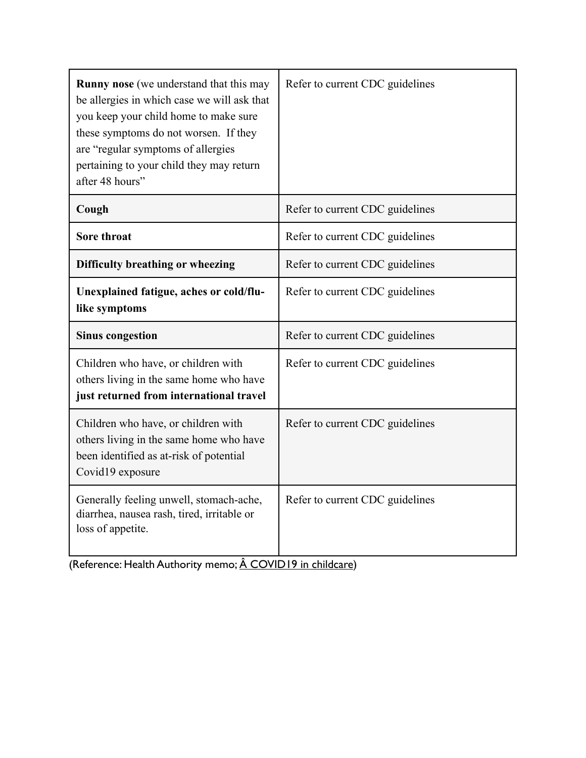| **Runny nose** (we understand that this may be allergies in which case we will ask that you keep your child home to make sure these symptoms do not worsen. If they are "regular symptoms of allergies pertaining to your child they may return after 48 hours" | Refer to current CDC guidelines |
|---|---|
| **Cough** | Refer to current CDC guidelines |
| **Sore throat** | Refer to current CDC guidelines |
| **Difficulty breathing or wheezing** | Refer to current CDC guidelines |
| **Unexplained fatigue, aches or cold/flu-like symptoms** | Refer to current CDC guidelines |
| **Sinus congestion** | Refer to current CDC guidelines |
| Children who have, or children with others living in the same home who have **just returned from international travel** | Refer to current CDC guidelines |
| Children who have, or children with others living in the same home who have been identified as at-risk of potential Covid19 exposure | Refer to current CDC guidelines |
| Generally feeling unwell, stomach-ache, diarrhea, nausea rash, tired, irritable or loss of appetite. | Refer to current CDC guidelines |

(Reference: Health Authority memo; Â COVID19 in childcare)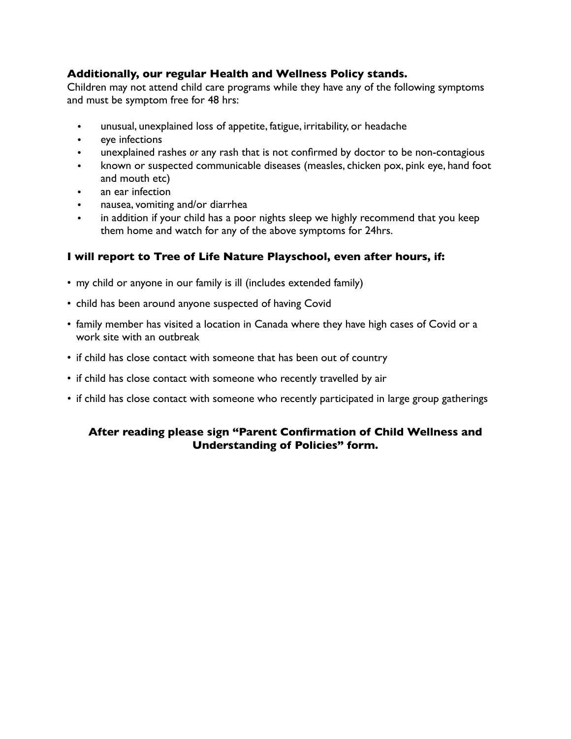**Additionally, our regular Health and Wellness Policy stands.**

Children may not attend child care programs while they have any of the following symptoms and must be symptom free for 48 hrs:

- unusual, unexplained loss of appetite, fatigue, irritability, or headache
- eye infections
- unexplained rashes *or* any rash that is not confirmed by doctor to be non-contagious
- known or suspected communicable diseases (measles, chicken pox, pink eye, hand foot and mouth etc)
- an ear infection
- nausea, vomiting and/or diarrhea
- in addition if your child has a poor nights sleep we highly recommend that you keep them home and watch for any of the above symptoms for 24hrs.

**I will report to Tree of Life Nature Playschool, even after hours, if:**

- my child or anyone in our family is ill (includes extended family)
- child has been around anyone suspected of having Covid
- family member has visited a location in Canada where they have high cases of Covid or a work site with an outbreak
- if child has close contact with someone that has been out of country
- if child has close contact with someone who recently travelled by air
- if child has close contact with someone who recently participated in large group gatherings

**After reading please sign "Parent Confirmation of Child Wellness and Understanding of Policies" form.**